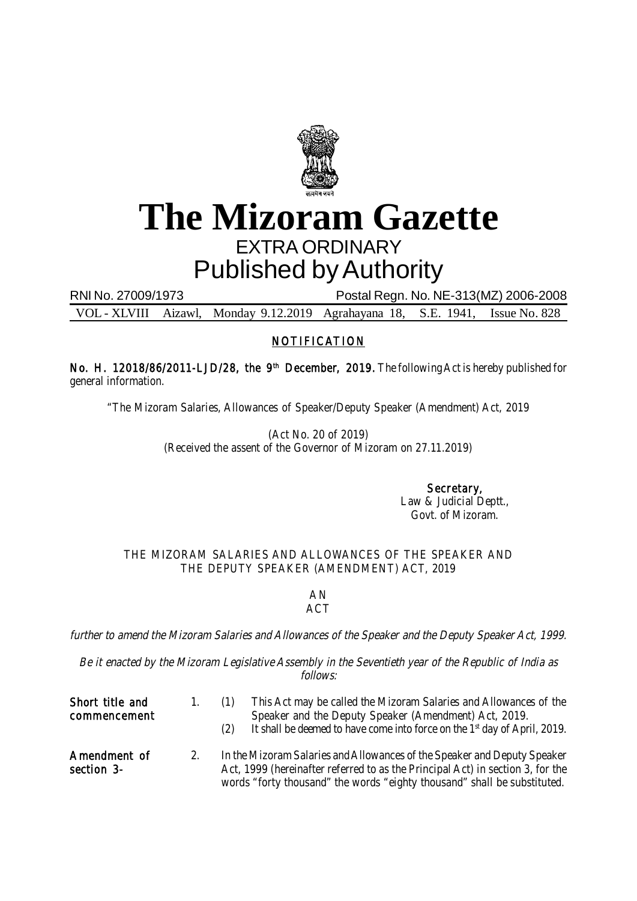# The Mizoram Gazette

EXTRA ORDINARY

Published by Authority

RNI No. 27009/1973 Postal Regn. No. NE-313(MZ) 2006-2008

VOL - XLVIII Aizawl, Monday 9.12.2019 Agrahayana 18, S.E. 1941, Issue No. 828

## NOTIFICATION

**No. H. 12018/86/2011-LJD/28, the 9th December, 2019.** The following Act is hereby published for general information.

"The Mizoram Salaries, Allowances of Speaker/Deputy Speaker (Amendment) Act, 2019

(Act No. 20 of 2019)
(Received the assent of the Governor of Mizoram on 27.11.2019)

**Secretary,**
Law & Judicial Deptt.,
Govt. of Mizoram.

### THE MIZORAM SALARIES AND ALLOWANCES OF THE SPEAKER AND THE DEPUTY SPEAKER (AMENDMENT) ACT, 2019

AN
ACT

*further to amend the Mizoram Salaries and Allowances of the Speaker and the Deputy Speaker Act, 1999.*

*Be it enacted by the Mizoram Legislative Assembly in the Seventieth year of the Republic of India as follows:*

**Short title and commencement**

1. (1) This Act may be called the Mizoram Salaries and Allowances of the Speaker and the Deputy Speaker (Amendment) Act, 2019.
   (2) It shall be deemed to have come into force on the 1st day of April, 2019.

**Amendment of section 3-**

2. In the Mizoram Salaries and Allowances of the Speaker and Deputy Speaker Act, 1999 (hereinafter referred to as the Principal Act) in section 3, for the words "forty thousand" the words "eighty thousand" shall be substituted.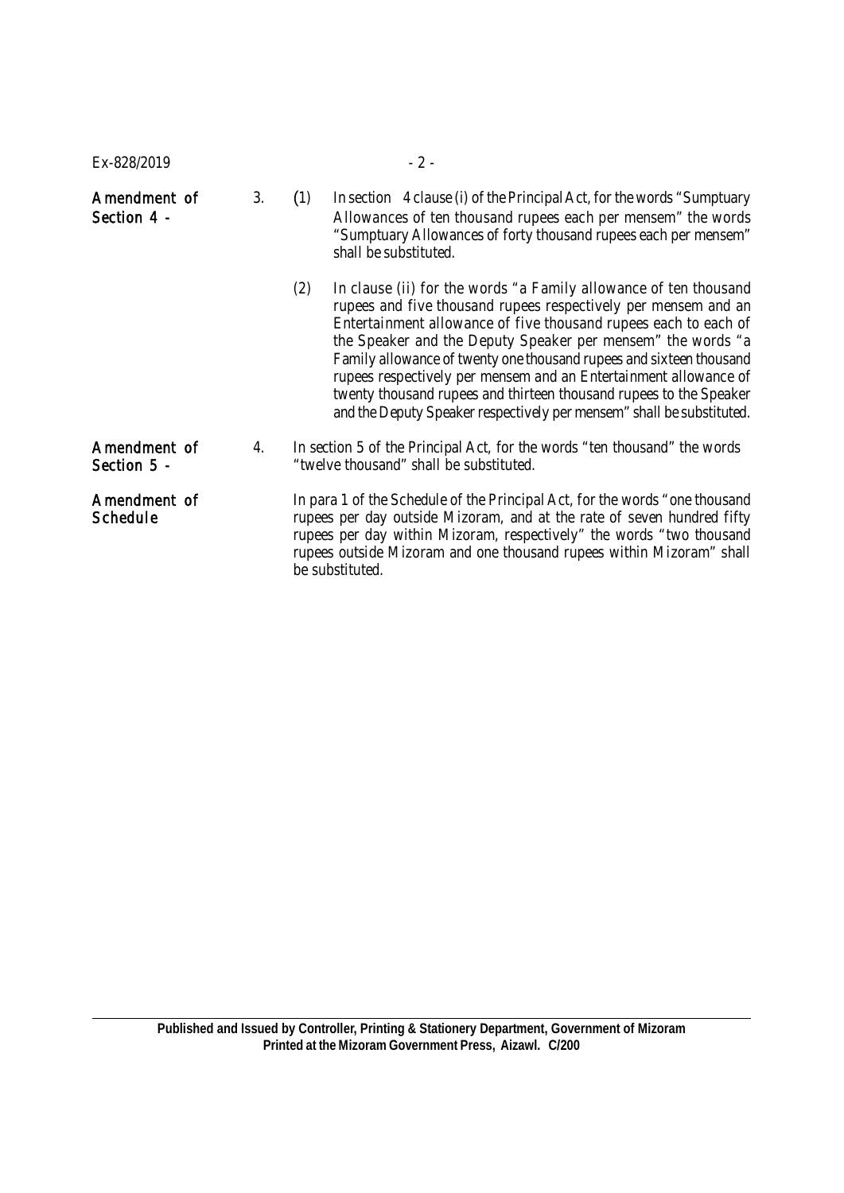**Amendment of Section 4 -**

3. (1) In section 4 clause (i) of the Principal Act, for the words "Sumptuary Allowances of ten thousand rupees each per mensem" the words "Sumptuary Allowances of forty thousand rupees each per mensem" shall be substituted.

(2) In clause (ii) for the words "a Family allowance of ten thousand rupees and five thousand rupees respectively per mensem and an Entertainment allowance of five thousand rupees each to each of the Speaker and the Deputy Speaker per mensem" the words "a Family allowance of twenty one thousand rupees and sixteen thousand rupees respectively per mensem and an Entertainment allowance of twenty thousand rupees and thirteen thousand rupees to the Speaker and the Deputy Speaker respectively per mensem" shall be substituted.

**Amendment of Section 5 -**

4. In section 5 of the Principal Act, for the words "ten thousand" the words "twelve thousand" shall be substituted.

**Amendment of Schedule**

In para 1 of the Schedule of the Principal Act, for the words "one thousand rupees per day outside Mizoram, and at the rate of seven hundred fifty rupees per day within Mizoram, respectively" the words "two thousand rupees outside Mizoram and one thousand rupees within Mizoram" shall be substituted.

**Published and Issued by Controller, Printing & Stationery Department, Government of Mizoram**
**Printed at the Mizoram Government Press, Aizawl. C/200**